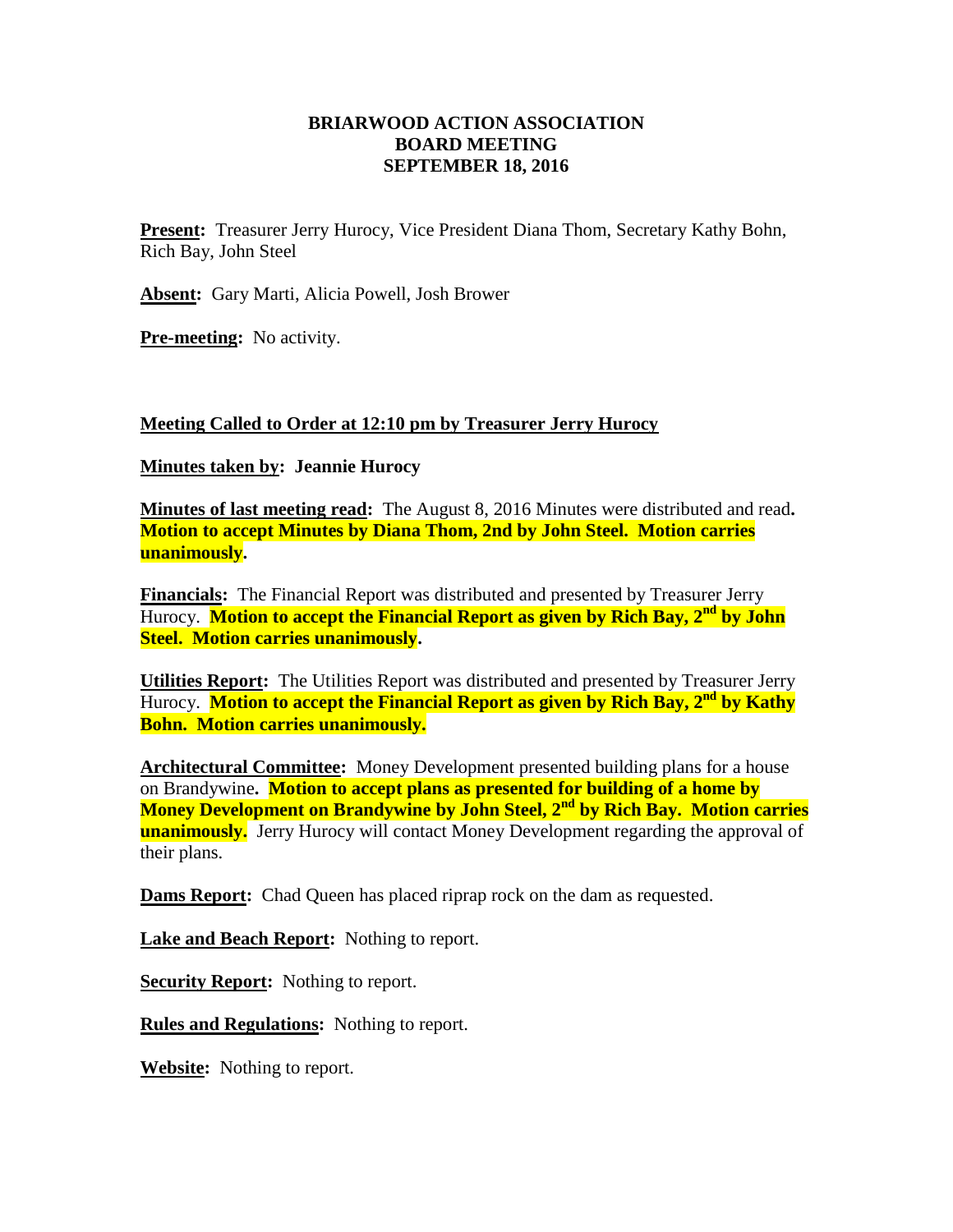# BRIARWOOD ACTION ASSOCIATION
## BOARD MEETING
## SEPTEMBER 18, 2016

**Present:** Treasurer Jerry Hurocy, Vice President Diana Thom, Secretary Kathy Bohn, Rich Bay, John Steel

**Absent:** Gary Marti, Alicia Powell, Josh Brower

**Pre-meeting:** No activity.

**Meeting Called to Order at 12:10 pm by Treasurer Jerry Hurocy**

**Minutes taken by: Jeannie Hurocy**

**Minutes of last meeting read:** The August 8, 2016 Minutes were distributed and read. **Motion to accept Minutes by Diana Thom, 2nd by John Steel. Motion carries unanimously.**

**Financials:** The Financial Report was distributed and presented by Treasurer Jerry Hurocy. **Motion to accept the Financial Report as given by Rich Bay, 2nd by John Steel. Motion carries unanimously.**

**Utilities Report:** The Utilities Report was distributed and presented by Treasurer Jerry Hurocy. **Motion to accept the Financial Report as given by Rich Bay, 2nd by Kathy Bohn. Motion carries unanimously.**

**Architectural Committee:** Money Development presented building plans for a house on Brandywine. **Motion to accept plans as presented for building of a home by Money Development on Brandywine by John Steel, 2nd by Rich Bay. Motion carries unanimously.** Jerry Hurocy will contact Money Development regarding the approval of their plans.

**Dams Report:** Chad Queen has placed riprap rock on the dam as requested.

**Lake and Beach Report:** Nothing to report.

**Security Report:** Nothing to report.

**Rules and Regulations:** Nothing to report.

**Website:** Nothing to report.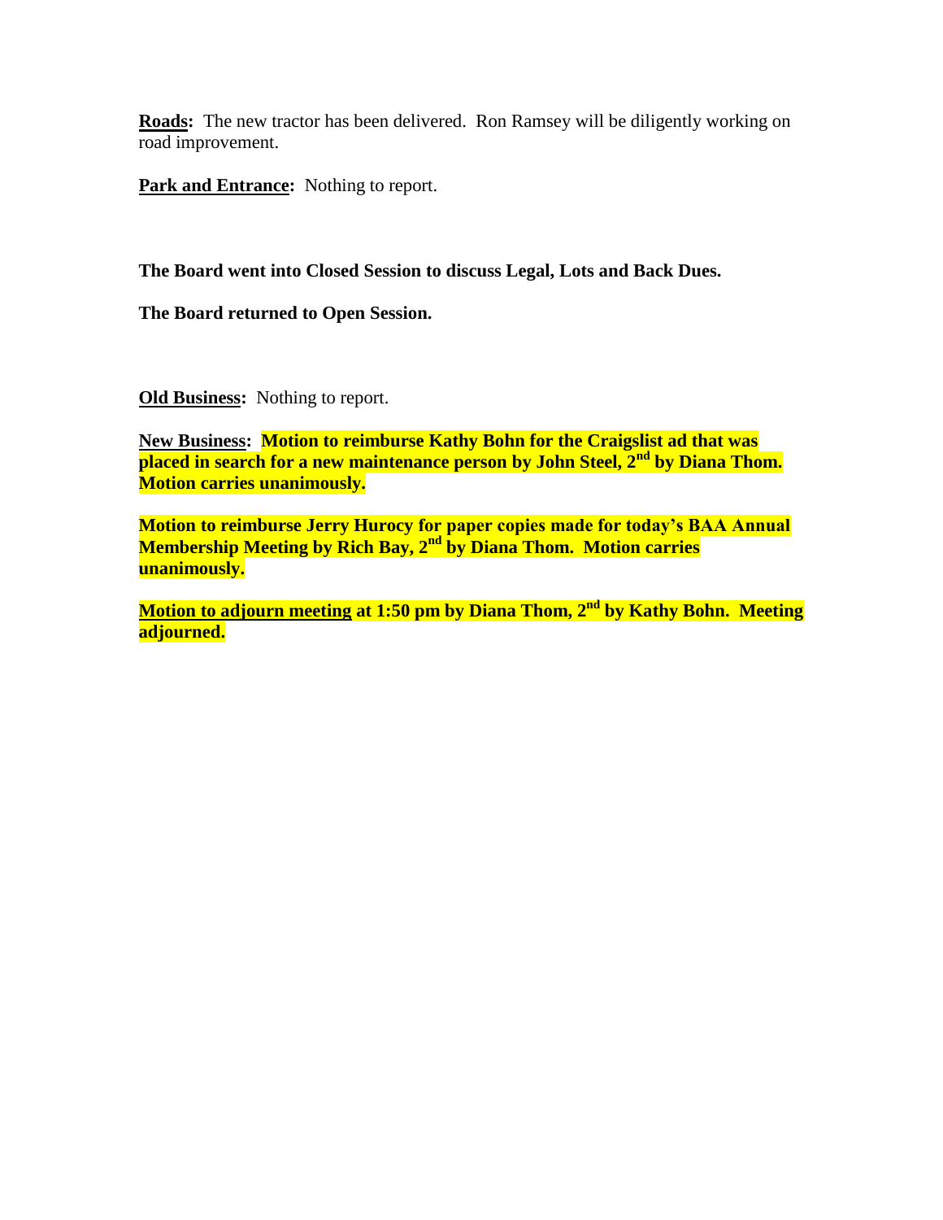**Roads:** The new tractor has been delivered. Ron Ramsey will be diligently working on road improvement.

**Park and Entrance:** Nothing to report.

**The Board went into Closed Session to discuss Legal, Lots and Back Dues.**

**The Board returned to Open Session.**

**Old Business:** Nothing to report.

**New Business:** **Motion to reimburse Kathy Bohn for the Craigslist ad that was placed in search for a new maintenance person by John Steel, 2nd by Diana Thom. Motion carries unanimously.**

**Motion to reimburse Jerry Hurocy for paper copies made for today's BAA Annual Membership Meeting by Rich Bay, 2nd by Diana Thom. Motion carries unanimously.**

**Motion to adjourn meeting at 1:50 pm by Diana Thom, 2nd by Kathy Bohn. Meeting adjourned.**